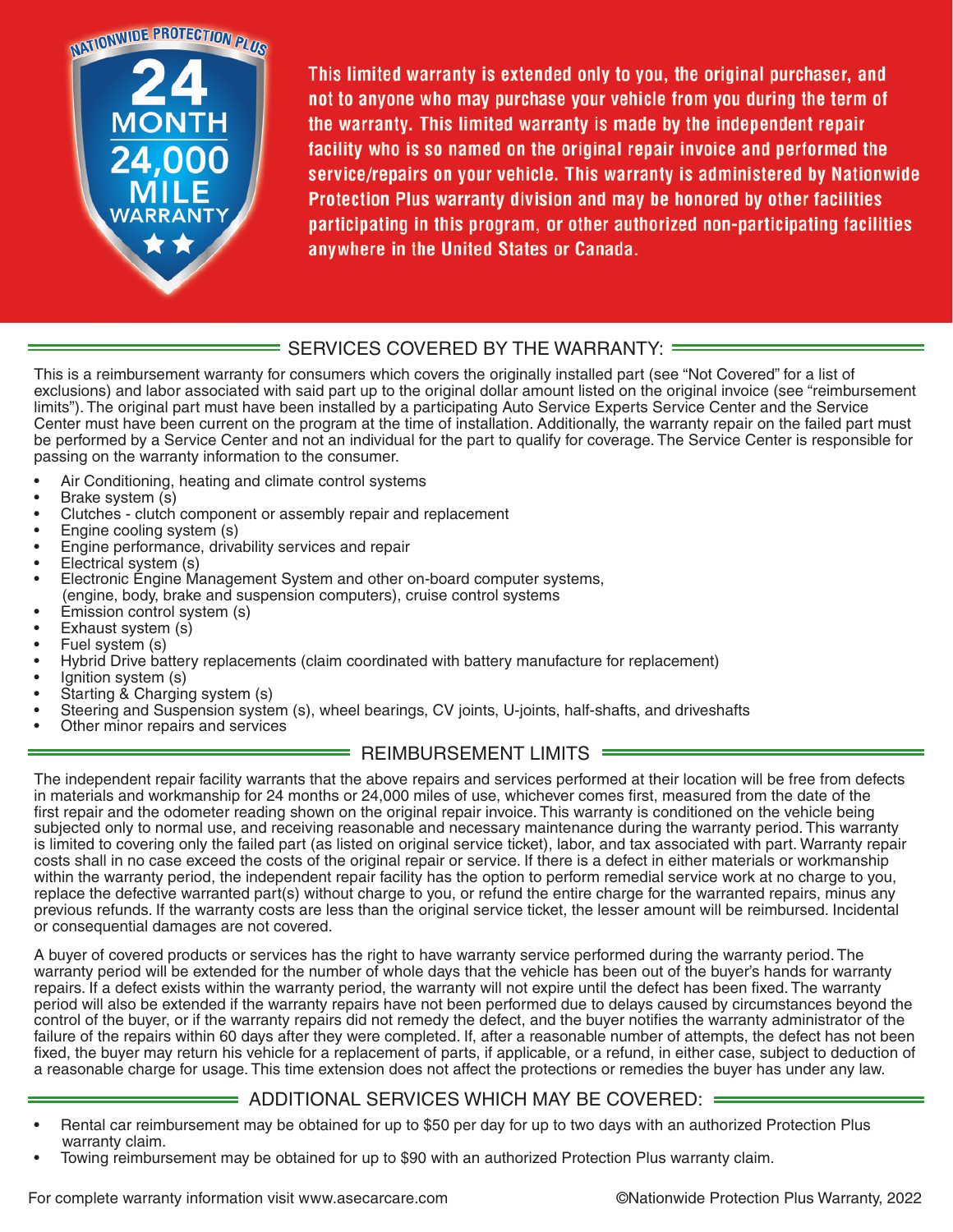NATIONWIDE PROTECTION PLUS

24 MONTH 24,000 MILE WARRANTY

**This limited warranty is extended only to you, the original purchaser, and not to anyone who may purchase your vehicle from you during the term of the warranty. This limited warranty is made by the independent repair facility who is so named on the original repair invoice and performed the service/repairs on your vehicle. This warranty is administered by Nationwide Protection Plus warranty division and may be honored by other facilities participating in this program, or other authorized non-participating facilities anywhere in the United States or Canada.**

## SERVICES COVERED BY THE WARRANTY:

This is a reimbursement warranty for consumers which covers the originally installed part (see "Not Covered" for a list of exclusions) and labor associated with said part up to the original dollar amount listed on the original invoice (see "reimbursement limits"). The original part must have been installed by a participating Auto Service Experts Service Center and the Service Center must have been current on the program at the time of installation. Additionally, the warranty repair on the failed part must be performed by a Service Center and not an individual for the part to qualify for coverage. The Service Center is responsible for passing on the warranty information to the consumer.

- Air Conditioning, heating and climate control systems
- Brake system (s)
- Clutches - clutch component or assembly repair and replacement
- Engine cooling system (s)
- Engine performance, drivability services and repair
- Electrical system (s)
- Electronic Engine Management System and other on-board computer systems, (engine, body, brake and suspension computers), cruise control systems
- Emission control system (s)
- Exhaust system (s)
- Fuel system (s)
- Hybrid Drive battery replacements (claim coordinated with battery manufacture for replacement)
- Ignition system (s)
- Starting & Charging system (s)
- Steering and Suspension system (s), wheel bearings, CV joints, U-joints, half-shafts, and driveshafts
- Other minor repairs and services

## REIMBURSEMENT LIMITS

The independent repair facility warrants that the above repairs and services performed at their location will be free from defects in materials and workmanship for 24 months or 24,000 miles of use, whichever comes first, measured from the date of the first repair and the odometer reading shown on the original repair invoice. This warranty is conditioned on the vehicle being subjected only to normal use, and receiving reasonable and necessary maintenance during the warranty period. This warranty is limited to covering only the failed part (as listed on original service ticket), labor, and tax associated with part. Warranty repair costs shall in no case exceed the costs of the original repair or service. If there is a defect in either materials or workmanship within the warranty period, the independent repair facility has the option to perform remedial service work at no charge to you, replace the defective warranted part(s) without charge to you, or refund the entire charge for the warranted repairs, minus any previous refunds. If the warranty costs are less than the original service ticket, the lesser amount will be reimbursed. Incidental or consequential damages are not covered.

A buyer of covered products or services has the right to have warranty service performed during the warranty period. The warranty period will be extended for the number of whole days that the vehicle has been out of the buyer's hands for warranty repairs. If a defect exists within the warranty period, the warranty will not expire until the defect has been fixed. The warranty period will also be extended if the warranty repairs have not been performed due to delays caused by circumstances beyond the control of the buyer, or if the warranty repairs did not remedy the defect, and the buyer notifies the warranty administrator of the failure of the repairs within 60 days after they were completed. If, after a reasonable number of attempts, the defect has not been fixed, the buyer may return his vehicle for a replacement of parts, if applicable, or a refund, in either case, subject to deduction of a reasonable charge for usage. This time extension does not affect the protections or remedies the buyer has under any law.

## ADDITIONAL SERVICES WHICH MAY BE COVERED:

- Rental car reimbursement may be obtained for up to $50 per day for up to two days with an authorized Protection Plus warranty claim.
- Towing reimbursement may be obtained for up to $90 with an authorized Protection Plus warranty claim.

For complete warranty information visit www.asecarcare.com

©Nationwide Protection Plus Warranty, 2022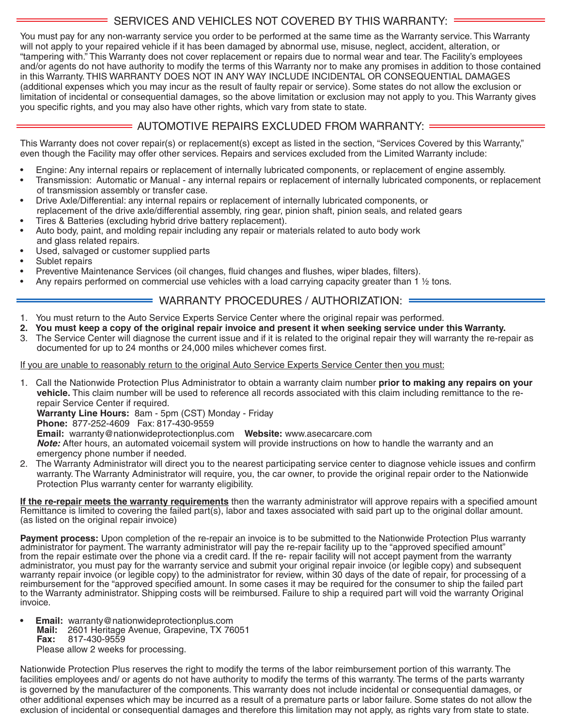## SERVICES AND VEHICLES NOT COVERED BY THIS WARRANTY:

You must pay for any non-warranty service you order to be performed at the same time as the Warranty service. This Warranty will not apply to your repaired vehicle if it has been damaged by abnormal use, misuse, neglect, accident, alteration, or "tampering with." This Warranty does not cover replacement or repairs due to normal wear and tear. The Facility's employees and/or agents do not have authority to modify the terms of this Warranty nor to make any promises in addition to those contained in this Warranty. THIS WARRANTY DOES NOT IN ANY WAY INCLUDE INCIDENTAL OR CONSEQUENTIAL DAMAGES (additional expenses which you may incur as the result of faulty repair or service). Some states do not allow the exclusion or limitation of incidental or consequential damages, so the above limitation or exclusion may not apply to you. This Warranty gives you specific rights, and you may also have other rights, which vary from state to state.

## AUTOMOTIVE REPAIRS EXCLUDED FROM WARRANTY:

This Warranty does not cover repair(s) or replacement(s) except as listed in the section, "Services Covered by this Warranty," even though the Facility may offer other services. Repairs and services excluded from the Limited Warranty include:

- Engine: Any internal repairs or replacement of internally lubricated components, or replacement of engine assembly.
- Transmission: Automatic or Manual - any internal repairs or replacement of internally lubricated components, or replacement of transmission assembly or transfer case.
- Drive Axle/Differential: any internal repairs or replacement of internally lubricated components, or replacement of the drive axle/differential assembly, ring gear, pinion shaft, pinion seals, and related gears
- Tires & Batteries (excluding hybrid drive battery replacement).
- Auto body, paint, and molding repair including any repair or materials related to auto body work and glass related repairs.
- Used, salvaged or customer supplied parts
- Sublet repairs
- Preventive Maintenance Services (oil changes, fluid changes and flushes, wiper blades, filters).
- Any repairs performed on commercial use vehicles with a load carrying capacity greater than 1 ½ tons.

## WARRANTY PROCEDURES / AUTHORIZATION:

1. You must return to the Auto Service Experts Service Center where the original repair was performed.
2. **You must keep a copy of the original repair invoice and present it when seeking service under this Warranty.**
3. The Service Center will diagnose the current issue and if it is related to the original repair they will warranty the re-repair as documented for up to 24 months or 24,000 miles whichever comes first.

<u>If you are unable to reasonably return to the original Auto Service Experts Service Center then you must:</u>

1. Call the Nationwide Protection Plus Administrator to obtain a warranty claim number **prior to making any repairs on your vehicle.** This claim number will be used to reference all records associated with this claim including remittance to the re-repair Service Center if required.
   **Warranty Line Hours:** 8am - 5pm (CST) Monday - Friday
   **Phone:** 877-252-4609 Fax: 817-430-9559
   **Email:** warranty@nationwideprotectionplus.com **Website:** www.asecarcare.com
   ***Note:*** After hours, an automated voicemail system will provide instructions on how to handle the warranty and an emergency phone number if needed.
2. The Warranty Administrator will direct you to the nearest participating service center to diagnose vehicle issues and confirm warranty. The Warranty Administrator will require, you, the car owner, to provide the original repair order to the Nationwide Protection Plus warranty center for warranty eligibility.

**<u>If the re-repair meets the warranty requirements</u>** then the warranty administrator will approve repairs with a specified amount Remittance is limited to covering the failed part(s), labor and taxes associated with said part up to the original dollar amount. (as listed on the original repair invoice)

**Payment process:** Upon completion of the re-repair an invoice is to be submitted to the Nationwide Protection Plus warranty administrator for payment. The warranty administrator will pay the re-repair facility up to the "approved specified amount" from the repair estimate over the phone via a credit card. If the re- repair facility will not accept payment from the warranty administrator, you must pay for the warranty service and submit your original repair invoice (or legible copy) and subsequent warranty repair invoice (or legible copy) to the administrator for review, within 30 days of the date of repair, for processing of a reimbursement for the "approved specified amount. In some cases it may be required for the consumer to ship the failed part to the Warranty administrator. Shipping costs will be reimbursed. Failure to ship a required part will void the warranty Original invoice.

- **Email:** warranty@nationwideprotectionplus.com
  **Mail:** 2601 Heritage Avenue, Grapevine, TX 76051
  **Fax:** 817-430-9559
  Please allow 2 weeks for processing.

Nationwide Protection Plus reserves the right to modify the terms of the labor reimbursement portion of this warranty. The facilities employees and/ or agents do not have authority to modify the terms of this warranty. The terms of the parts warranty is governed by the manufacturer of the components. This warranty does not include incidental or consequential damages, or other additional expenses which may be incurred as a result of a premature parts or labor failure. Some states do not allow the exclusion of incidental or consequential damages and therefore this limitation may not apply, as rights vary from state to state.